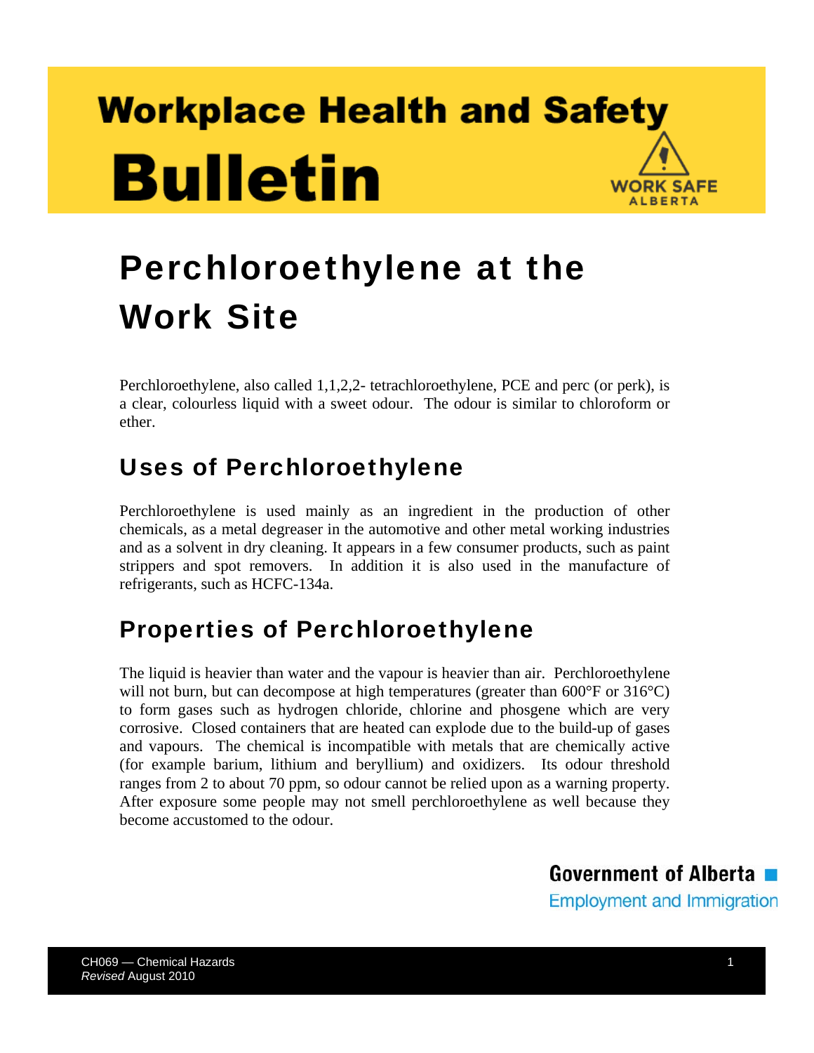# Workplace Health and Safety Bulletin

WORK SAFE ALBERTA

## Perchloroethylene at the Work Site

Perchloroethylene, also called 1,1,2,2- tetrachloroethylene, PCE and perc (or perk), is a clear, colourless liquid with a sweet odour. The odour is similar to chloroform or ether.

## Uses of Perchloroethylene

Perchloroethylene is used mainly as an ingredient in the production of other chemicals, as a metal degreaser in the automotive and other metal working industries and as a solvent in dry cleaning. It appears in a few consumer products, such as paint strippers and spot removers. In addition it is also used in the manufacture of refrigerants, such as HCFC-134a.

## Properties of Perchloroethylene

The liquid is heavier than water and the vapour is heavier than air. Perchloroethylene will not burn, but can decompose at high temperatures (greater than 600°F or 316°C) to form gases such as hydrogen chloride, chlorine and phosgene which are very corrosive. Closed containers that are heated can explode due to the build-up of gases and vapours. The chemical is incompatible with metals that are chemically active (for example barium, lithium and beryllium) and oxidizers. Its odour threshold ranges from 2 to about 70 ppm, so odour cannot be relied upon as a warning property. After exposure some people may not smell perchloroethylene as well because they become accustomed to the odour.

Government of Alberta
Employment and Immigration

CH069 — Chemical Hazards
*Revised* August 2010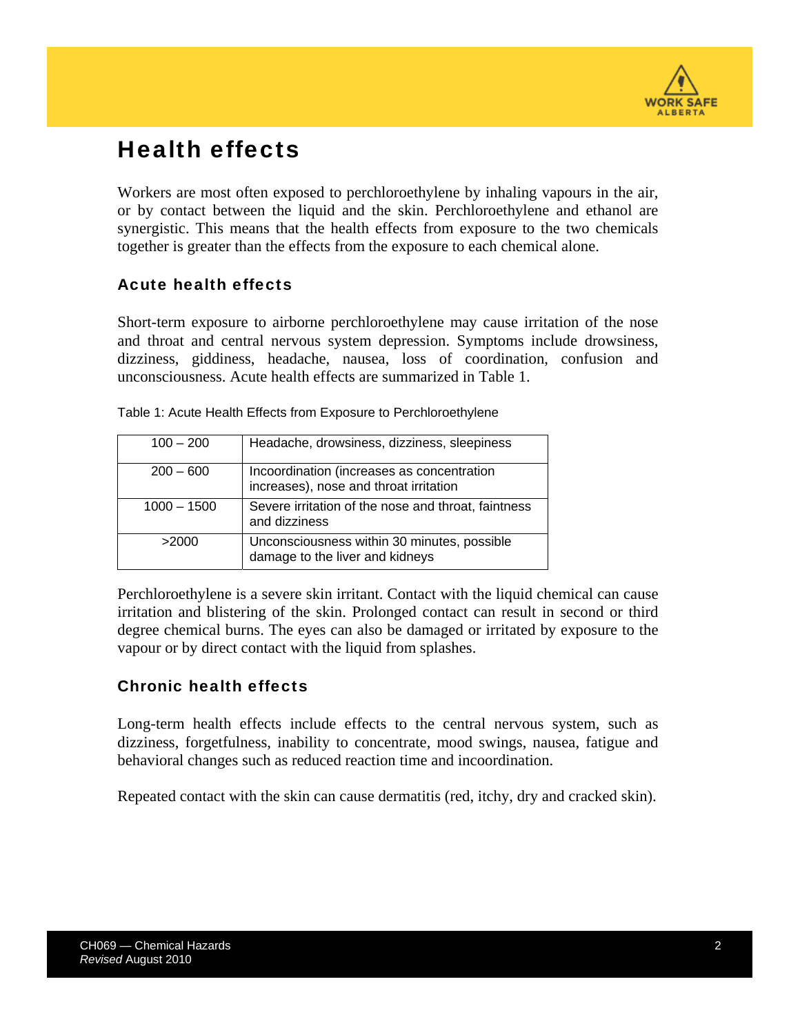# Health effects

Workers are most often exposed to perchloroethylene by inhaling vapours in the air, or by contact between the liquid and the skin. Perchloroethylene and ethanol are synergistic. This means that the health effects from exposure to the two chemicals together is greater than the effects from the exposure to each chemical alone.

## Acute health effects

Short-term exposure to airborne perchloroethylene may cause irritation of the nose and throat and central nervous system depression. Symptoms include drowsiness, dizziness, giddiness, headache, nausea, loss of coordination, confusion and unconsciousness. Acute health effects are summarized in Table 1.

Table 1: Acute Health Effects from Exposure to Perchloroethylene

| | |
|---|---|
| 100 – 200 | Headache, drowsiness, dizziness, sleepiness |
| 200 – 600 | Incoordination (increases as concentration increases), nose and throat irritation |
| 1000 – 1500 | Severe irritation of the nose and throat, faintness and dizziness |
| >2000 | Unconsciousness within 30 minutes, possible damage to the liver and kidneys |

Perchloroethylene is a severe skin irritant. Contact with the liquid chemical can cause irritation and blistering of the skin. Prolonged contact can result in second or third degree chemical burns. The eyes can also be damaged or irritated by exposure to the vapour or by direct contact with the liquid from splashes.

## Chronic health effects

Long-term health effects include effects to the central nervous system, such as dizziness, forgetfulness, inability to concentrate, mood swings, nausea, fatigue and behavioral changes such as reduced reaction time and incoordination.

Repeated contact with the skin can cause dermatitis (red, itchy, dry and cracked skin).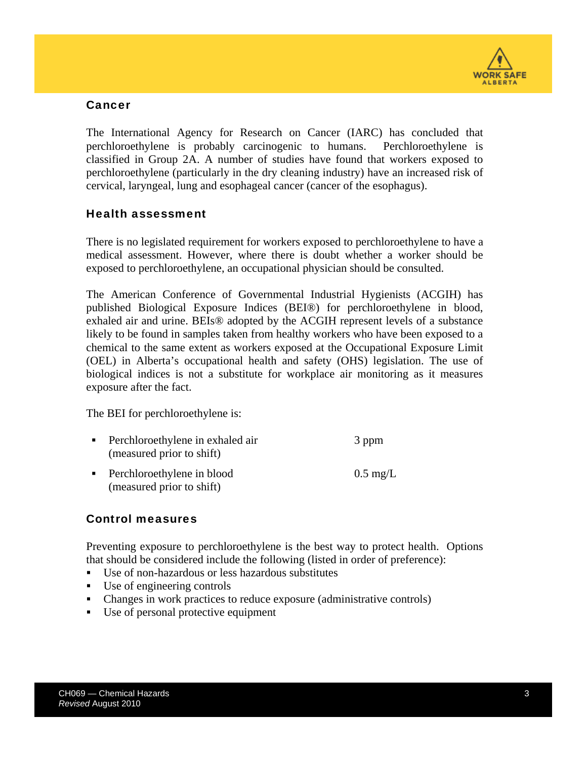## Cancer

The International Agency for Research on Cancer (IARC) has concluded that perchloroethylene is probably carcinogenic to humans. Perchloroethylene is classified in Group 2A. A number of studies have found that workers exposed to perchloroethylene (particularly in the dry cleaning industry) have an increased risk of cervical, laryngeal, lung and esophageal cancer (cancer of the esophagus).

## Health assessment

There is no legislated requirement for workers exposed to perchloroethylene to have a medical assessment. However, where there is doubt whether a worker should be exposed to perchloroethylene, an occupational physician should be consulted.

The American Conference of Governmental Industrial Hygienists (ACGIH) has published Biological Exposure Indices (BEI®) for perchloroethylene in blood, exhaled air and urine. BEIs® adopted by the ACGIH represent levels of a substance likely to be found in samples taken from healthy workers who have been exposed to a chemical to the same extent as workers exposed at the Occupational Exposure Limit (OEL) in Alberta's occupational health and safety (OHS) legislation. The use of biological indices is not a substitute for workplace air monitoring as it measures exposure after the fact.

The BEI for perchloroethylene is:

- Perchloroethylene in exhaled air (measured prior to shift) — 3 ppm
- Perchloroethylene in blood (measured prior to shift) — 0.5 mg/L

## Control measures

Preventing exposure to perchloroethylene is the best way to protect health. Options that should be considered include the following (listed in order of preference):

- Use of non-hazardous or less hazardous substitutes
- Use of engineering controls
- Changes in work practices to reduce exposure (administrative controls)
- Use of personal protective equipment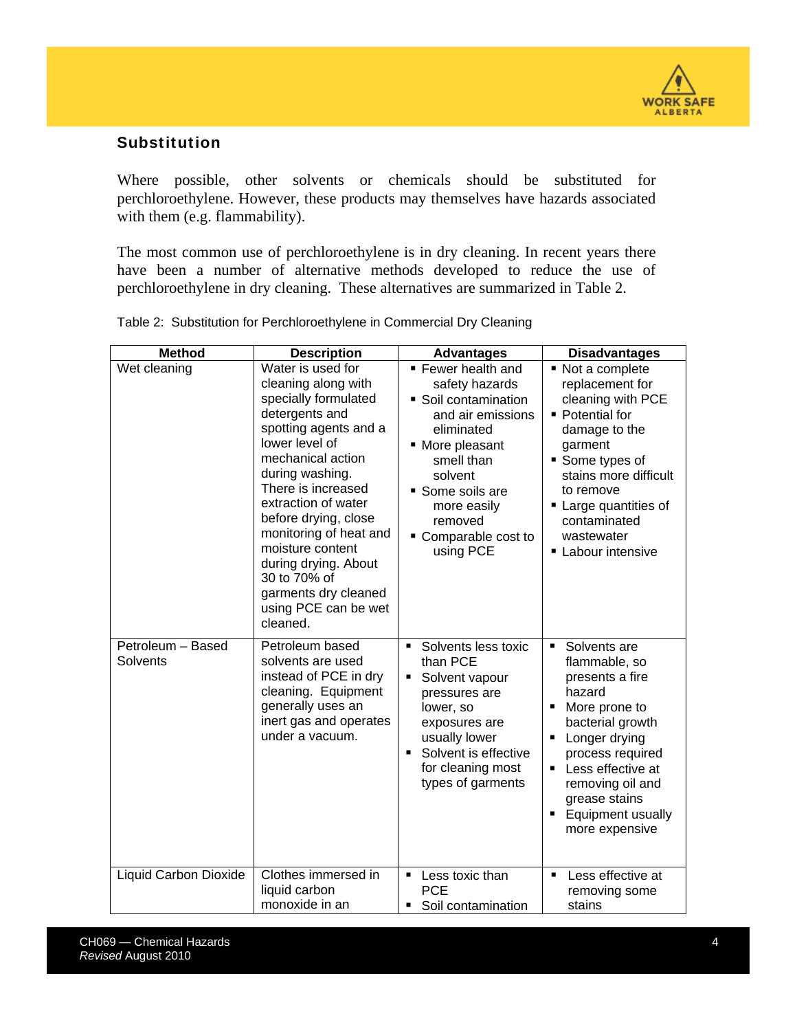## Substitution

Where possible, other solvents or chemicals should be substituted for perchloroethylene. However, these products may themselves have hazards associated with them (e.g. flammability).

The most common use of perchloroethylene is in dry cleaning. In recent years there have been a number of alternative methods developed to reduce the use of perchloroethylene in dry cleaning. These alternatives are summarized in Table 2.

Table 2: Substitution for Perchloroethylene in Commercial Dry Cleaning

| Method | Description | Advantages | Disadvantages |
|---|---|---|---|
| Wet cleaning | Water is used for cleaning along with specially formulated detergents and spotting agents and a lower level of mechanical action during washing. There is increased extraction of water before drying, close monitoring of heat and moisture content during drying. About 30 to 70% of garments dry cleaned using PCE can be wet cleaned. | ▪ Fewer health and safety hazards<br>▪ Soil contamination and air emissions eliminated<br>▪ More pleasant smell than solvent<br>▪ Some soils are more easily removed<br>▪ Comparable cost to using PCE | ▪ Not a complete replacement for cleaning with PCE<br>▪ Potential for damage to the garment<br>▪ Some types of stains more difficult to remove<br>▪ Large quantities of contaminated wastewater<br>▪ Labour intensive |
| Petroleum – Based Solvents | Petroleum based solvents are used instead of PCE in dry cleaning. Equipment generally uses an inert gas and operates under a vacuum. | ▪ Solvents less toxic than PCE<br>▪ Solvent vapour pressures are lower, so exposures are usually lower<br>▪ Solvent is effective for cleaning most types of garments | ▪ Solvents are flammable, so presents a fire hazard<br>▪ More prone to bacterial growth<br>▪ Longer drying process required<br>▪ Less effective at removing oil and grease stains<br>▪ Equipment usually more expensive |
| Liquid Carbon Dioxide | Clothes immersed in liquid carbon monoxide in an | ▪ Less toxic than PCE<br>▪ Soil contamination | ▪ Less effective at removing some stains |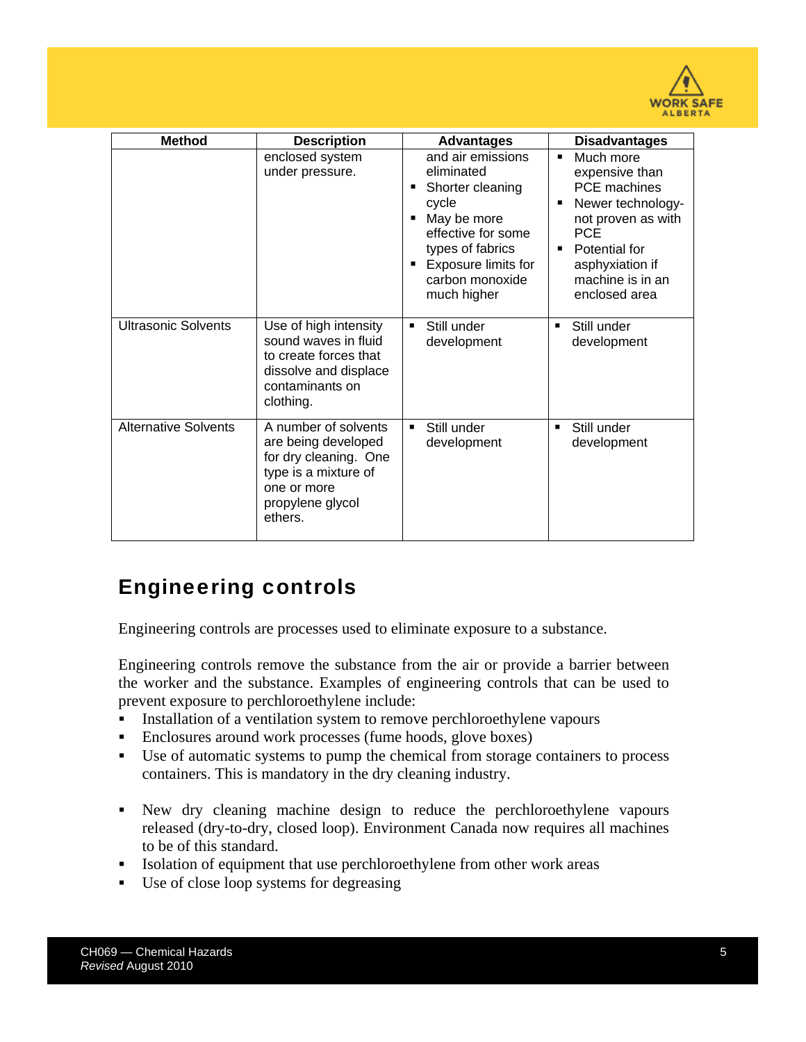| Method | Description | Advantages | Disadvantages |
|---|---|---|---|
| | enclosed system under pressure. | and air emissions eliminated<br>▪ Shorter cleaning cycle<br>▪ May be more effective for some types of fabrics<br>▪ Exposure limits for carbon monoxide much higher | ▪ Much more expensive than PCE machines<br>▪ Newer technology-not proven as with PCE<br>▪ Potential for asphyxiation if machine is in an enclosed area |
| Ultrasonic Solvents | Use of high intensity sound waves in fluid to create forces that dissolve and displace contaminants on clothing. | ▪ Still under development | ▪ Still under development |
| Alternative Solvents | A number of solvents are being developed for dry cleaning. One type is a mixture of one or more propylene glycol ethers. | ▪ Still under development | ▪ Still under development |

## Engineering controls

Engineering controls are processes used to eliminate exposure to a substance.

Engineering controls remove the substance from the air or provide a barrier between the worker and the substance. Examples of engineering controls that can be used to prevent exposure to perchloroethylene include:

- Installation of a ventilation system to remove perchloroethylene vapours
- Enclosures around work processes (fume hoods, glove boxes)
- Use of automatic systems to pump the chemical from storage containers to process containers. This is mandatory in the dry cleaning industry.
- New dry cleaning machine design to reduce the perchloroethylene vapours released (dry-to-dry, closed loop). Environment Canada now requires all machines to be of this standard.
- Isolation of equipment that use perchloroethylene from other work areas
- Use of close loop systems for degreasing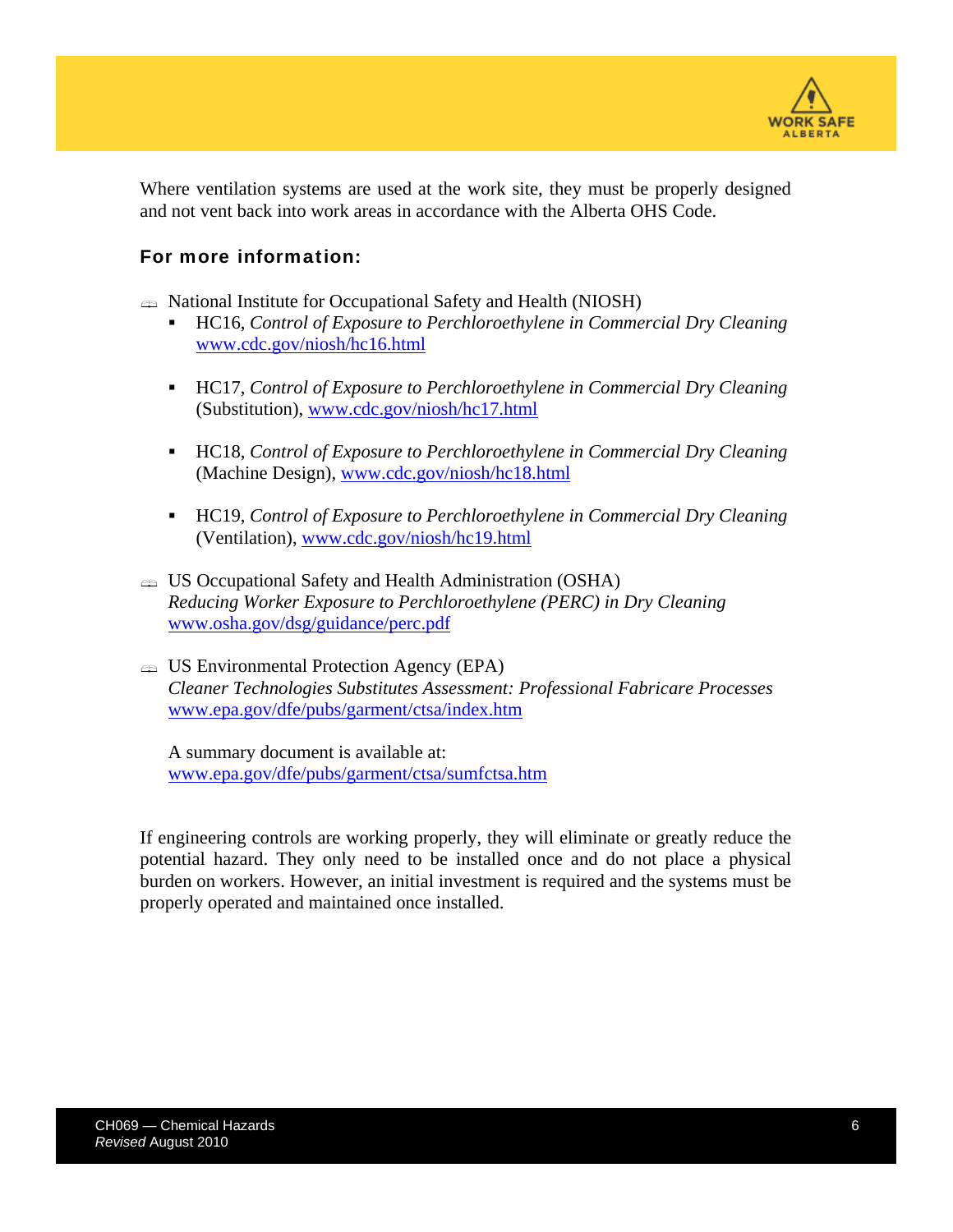Where ventilation systems are used at the work site, they must be properly designed and not vent back into work areas in accordance with the Alberta OHS Code.

### For more information:

- National Institute for Occupational Safety and Health (NIOSH)
  - HC16, *Control of Exposure to Perchloroethylene in Commercial Dry Cleaning* [www.cdc.gov/niosh/hc16.html](www.cdc.gov/niosh/hc16.html)
  - HC17, *Control of Exposure to Perchloroethylene in Commercial Dry Cleaning* (Substitution), [www.cdc.gov/niosh/hc17.html](www.cdc.gov/niosh/hc17.html)
  - HC18, *Control of Exposure to Perchloroethylene in Commercial Dry Cleaning* (Machine Design), [www.cdc.gov/niosh/hc18.html](www.cdc.gov/niosh/hc18.html)
  - HC19, *Control of Exposure to Perchloroethylene in Commercial Dry Cleaning* (Ventilation), [www.cdc.gov/niosh/hc19.html](www.cdc.gov/niosh/hc19.html)
- US Occupational Safety and Health Administration (OSHA)
  *Reducing Worker Exposure to Perchloroethylene (PERC) in Dry Cleaning*
  [www.osha.gov/dsg/guidance/perc.pdf](www.osha.gov/dsg/guidance/perc.pdf)
- US Environmental Protection Agency (EPA)
  *Cleaner Technologies Substitutes Assessment: Professional Fabricare Processes*
  [www.epa.gov/dfe/pubs/garment/ctsa/index.htm](www.epa.gov/dfe/pubs/garment/ctsa/index.htm)

  A summary document is available at:
  [www.epa.gov/dfe/pubs/garment/ctsa/sumfctsa.htm](www.epa.gov/dfe/pubs/garment/ctsa/sumfctsa.htm)

If engineering controls are working properly, they will eliminate or greatly reduce the potential hazard. They only need to be installed once and do not place a physical burden on workers. However, an initial investment is required and the systems must be properly operated and maintained once installed.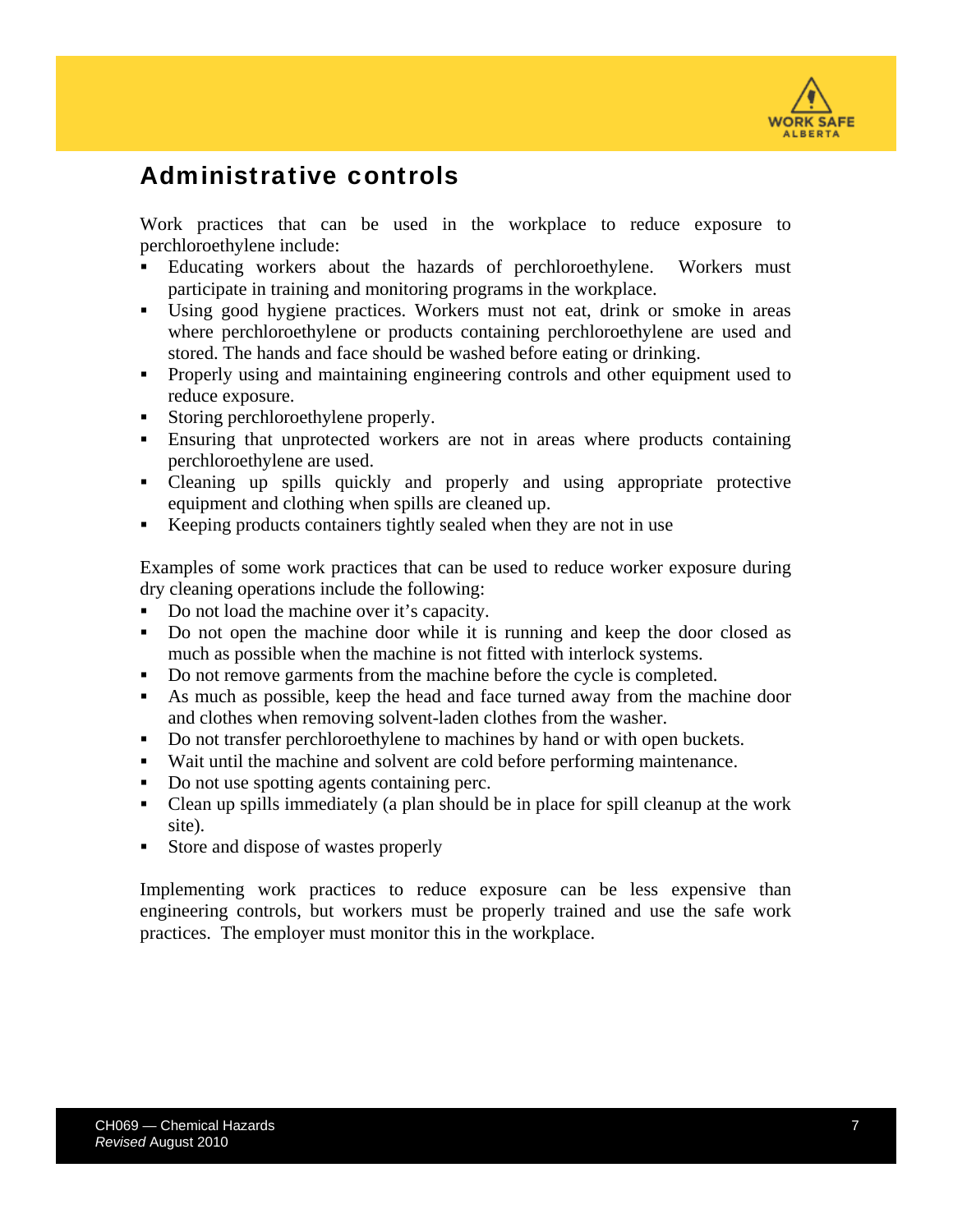## Administrative controls

Work practices that can be used in the workplace to reduce exposure to perchloroethylene include:

- Educating workers about the hazards of perchloroethylene. Workers must participate in training and monitoring programs in the workplace.
- Using good hygiene practices. Workers must not eat, drink or smoke in areas where perchloroethylene or products containing perchloroethylene are used and stored. The hands and face should be washed before eating or drinking.
- Properly using and maintaining engineering controls and other equipment used to reduce exposure.
- Storing perchloroethylene properly.
- Ensuring that unprotected workers are not in areas where products containing perchloroethylene are used.
- Cleaning up spills quickly and properly and using appropriate protective equipment and clothing when spills are cleaned up.
- Keeping products containers tightly sealed when they are not in use

Examples of some work practices that can be used to reduce worker exposure during dry cleaning operations include the following:

- Do not load the machine over it's capacity.
- Do not open the machine door while it is running and keep the door closed as much as possible when the machine is not fitted with interlock systems.
- Do not remove garments from the machine before the cycle is completed.
- As much as possible, keep the head and face turned away from the machine door and clothes when removing solvent-laden clothes from the washer.
- Do not transfer perchloroethylene to machines by hand or with open buckets.
- Wait until the machine and solvent are cold before performing maintenance.
- Do not use spotting agents containing perc.
- Clean up spills immediately (a plan should be in place for spill cleanup at the work site).
- Store and dispose of wastes properly

Implementing work practices to reduce exposure can be less expensive than engineering controls, but workers must be properly trained and use the safe work practices. The employer must monitor this in the workplace.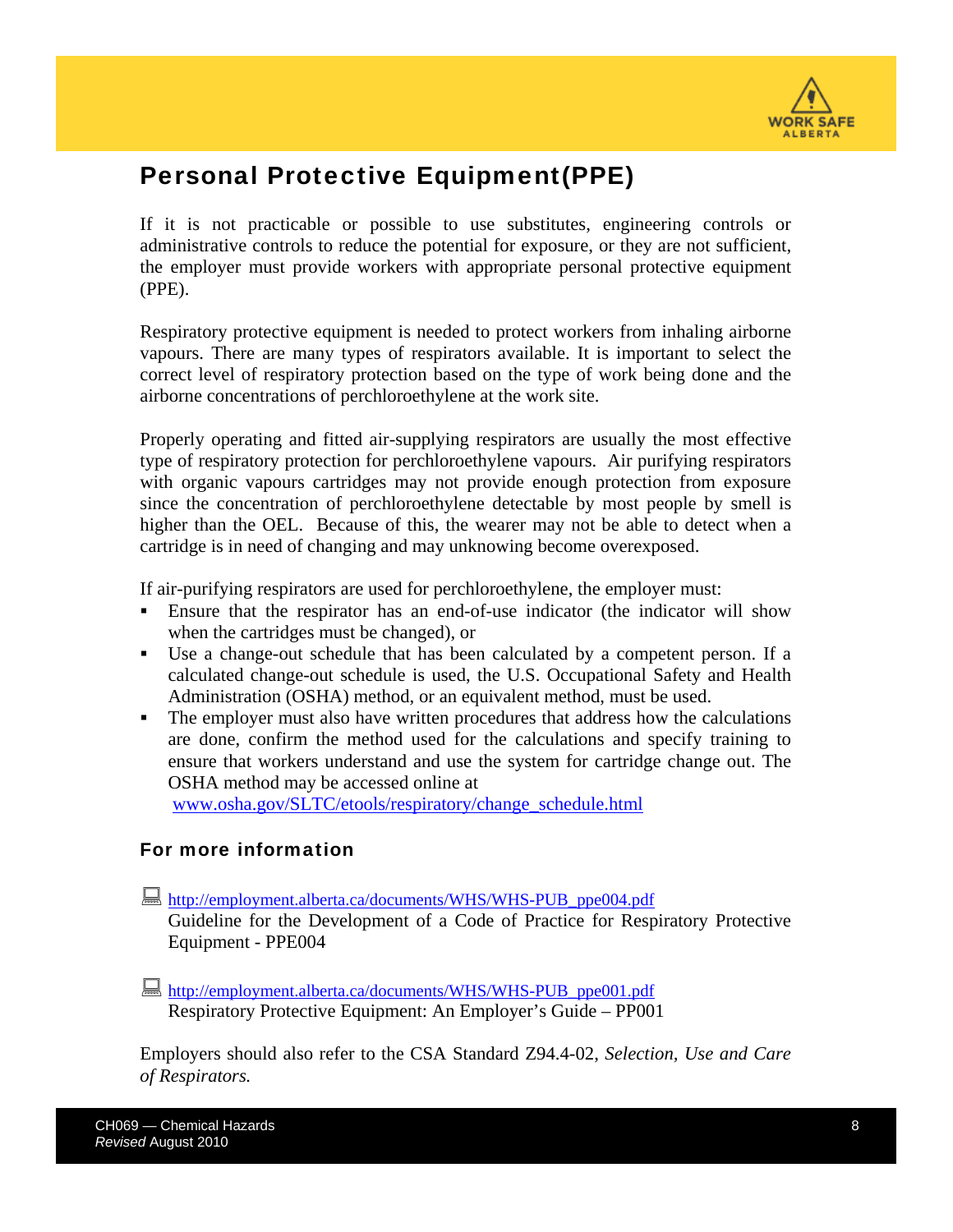## Personal Protective Equipment(PPE)

If it is not practicable or possible to use substitutes, engineering controls or administrative controls to reduce the potential for exposure, or they are not sufficient, the employer must provide workers with appropriate personal protective equipment (PPE).

Respiratory protective equipment is needed to protect workers from inhaling airborne vapours. There are many types of respirators available. It is important to select the correct level of respiratory protection based on the type of work being done and the airborne concentrations of perchloroethylene at the work site.

Properly operating and fitted air-supplying respirators are usually the most effective type of respiratory protection for perchloroethylene vapours. Air purifying respirators with organic vapours cartridges may not provide enough protection from exposure since the concentration of perchloroethylene detectable by most people by smell is higher than the OEL. Because of this, the wearer may not be able to detect when a cartridge is in need of changing and may unknowing become overexposed.

If air-purifying respirators are used for perchloroethylene, the employer must:

- Ensure that the respirator has an end-of-use indicator (the indicator will show when the cartridges must be changed), or
- Use a change-out schedule that has been calculated by a competent person. If a calculated change-out schedule is used, the U.S. Occupational Safety and Health Administration (OSHA) method, or an equivalent method, must be used.
- The employer must also have written procedures that address how the calculations are done, confirm the method used for the calculations and specify training to ensure that workers understand and use the system for cartridge change out. The OSHA method may be accessed online at www.osha.gov/SLTC/etools/respiratory/change_schedule.html

### For more information

http://employment.alberta.ca/documents/WHS/WHS-PUB_ppe004.pdf
Guideline for the Development of a Code of Practice for Respiratory Protective Equipment - PPE004

http://employment.alberta.ca/documents/WHS/WHS-PUB_ppe001.pdf
Respiratory Protective Equipment: An Employer's Guide – PP001

Employers should also refer to the CSA Standard Z94.4-02, *Selection, Use and Care of Respirators.*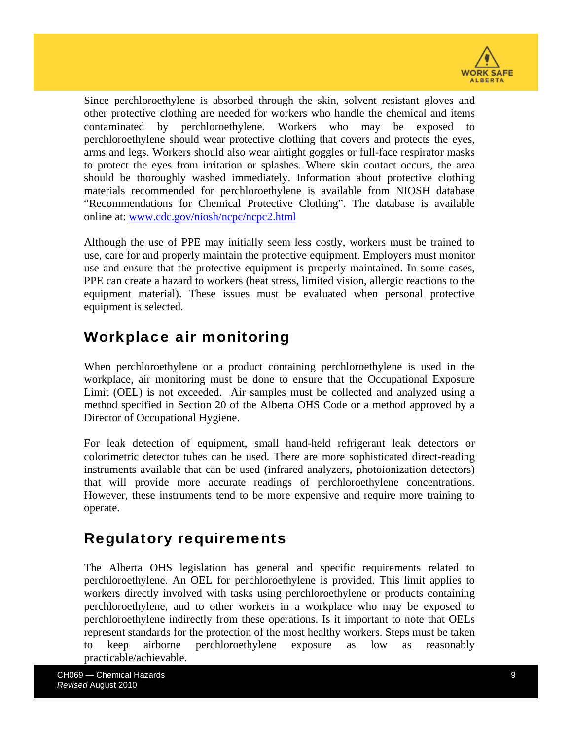Since perchloroethylene is absorbed through the skin, solvent resistant gloves and other protective clothing are needed for workers who handle the chemical and items contaminated by perchloroethylene. Workers who may be exposed to perchloroethylene should wear protective clothing that covers and protects the eyes, arms and legs. Workers should also wear airtight goggles or full-face respirator masks to protect the eyes from irritation or splashes. Where skin contact occurs, the area should be thoroughly washed immediately. Information about protective clothing materials recommended for perchloroethylene is available from NIOSH database "Recommendations for Chemical Protective Clothing". The database is available online at: [www.cdc.gov/niosh/ncpc/ncpc2.html](http://www.cdc.gov/niosh/ncpc/ncpc2.html)

Although the use of PPE may initially seem less costly, workers must be trained to use, care for and properly maintain the protective equipment. Employers must monitor use and ensure that the protective equipment is properly maintained. In some cases, PPE can create a hazard to workers (heat stress, limited vision, allergic reactions to the equipment material). These issues must be evaluated when personal protective equipment is selected.

## Workplace air monitoring

When perchloroethylene or a product containing perchloroethylene is used in the workplace, air monitoring must be done to ensure that the Occupational Exposure Limit (OEL) is not exceeded. Air samples must be collected and analyzed using a method specified in Section 20 of the Alberta OHS Code or a method approved by a Director of Occupational Hygiene.

For leak detection of equipment, small hand-held refrigerant leak detectors or colorimetric detector tubes can be used. There are more sophisticated direct-reading instruments available that can be used (infrared analyzers, photoionization detectors) that will provide more accurate readings of perchloroethylene concentrations. However, these instruments tend to be more expensive and require more training to operate.

## Regulatory requirements

The Alberta OHS legislation has general and specific requirements related to perchloroethylene. An OEL for perchloroethylene is provided. This limit applies to workers directly involved with tasks using perchloroethylene or products containing perchloroethylene, and to other workers in a workplace who may be exposed to perchloroethylene indirectly from these operations. Is it important to note that OELs represent standards for the protection of the most healthy workers. Steps must be taken to keep airborne perchloroethylene exposure as low as reasonably practicable/achievable.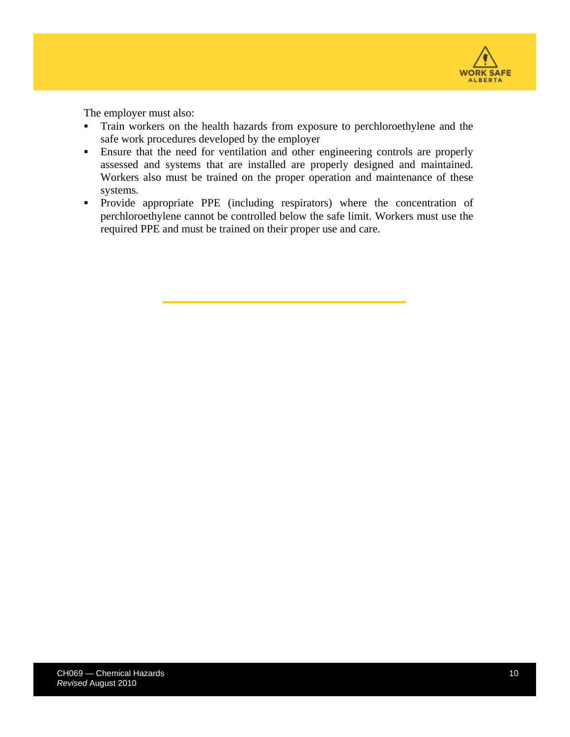The employer must also:

- Train workers on the health hazards from exposure to perchloroethylene and the safe work procedures developed by the employer
- Ensure that the need for ventilation and other engineering controls are properly assessed and systems that are installed are properly designed and maintained. Workers also must be trained on the proper operation and maintenance of these systems.
- Provide appropriate PPE (including respirators) where the concentration of perchloroethylene cannot be controlled below the safe limit. Workers must use the required PPE and must be trained on their proper use and care.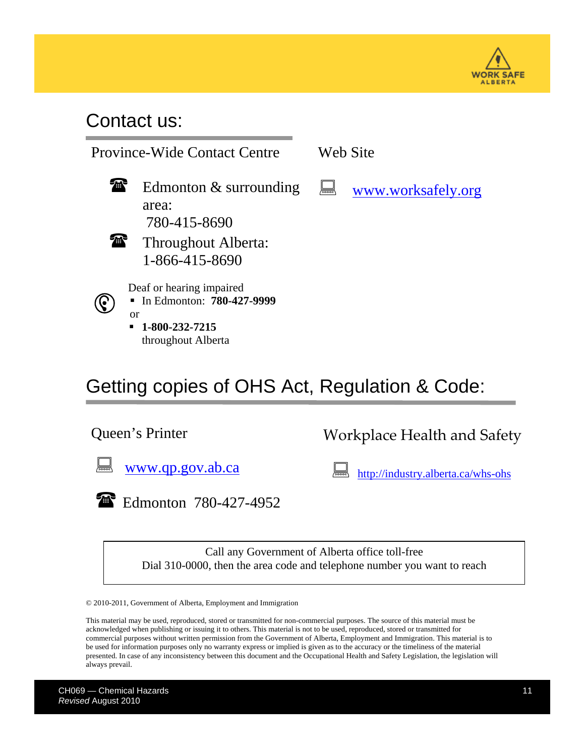## Contact us:

### Province-Wide Contact Centre

Edmonton & surrounding area:
780-415-8690

Throughout Alberta:
1-866-415-8690

Deaf or hearing impaired

- In Edmonton: **780-427-9999**

or

- **1-800-232-7215** throughout Alberta

### Web Site

www.worksafely.org

## Getting copies of OHS Act, Regulation & Code:

### Queen's Printer

www.qp.gov.ab.ca

Edmonton 780-427-4952

### Workplace Health and Safety

http://industry.alberta.ca/whs-ohs

Call any Government of Alberta office toll-free
Dial 310-0000, then the area code and telephone number you want to reach

© 2010-2011, Government of Alberta, Employment and Immigration

This material may be used, reproduced, stored or transmitted for non-commercial purposes. The source of this material must be acknowledged when publishing or issuing it to others. This material is not to be used, reproduced, stored or transmitted for commercial purposes without written permission from the Government of Alberta, Employment and Immigration. This material is to be used for information purposes only no warranty express or implied is given as to the accuracy or the timeliness of the material presented. In case of any inconsistency between this document and the Occupational Health and Safety Legislation, the legislation will always prevail.